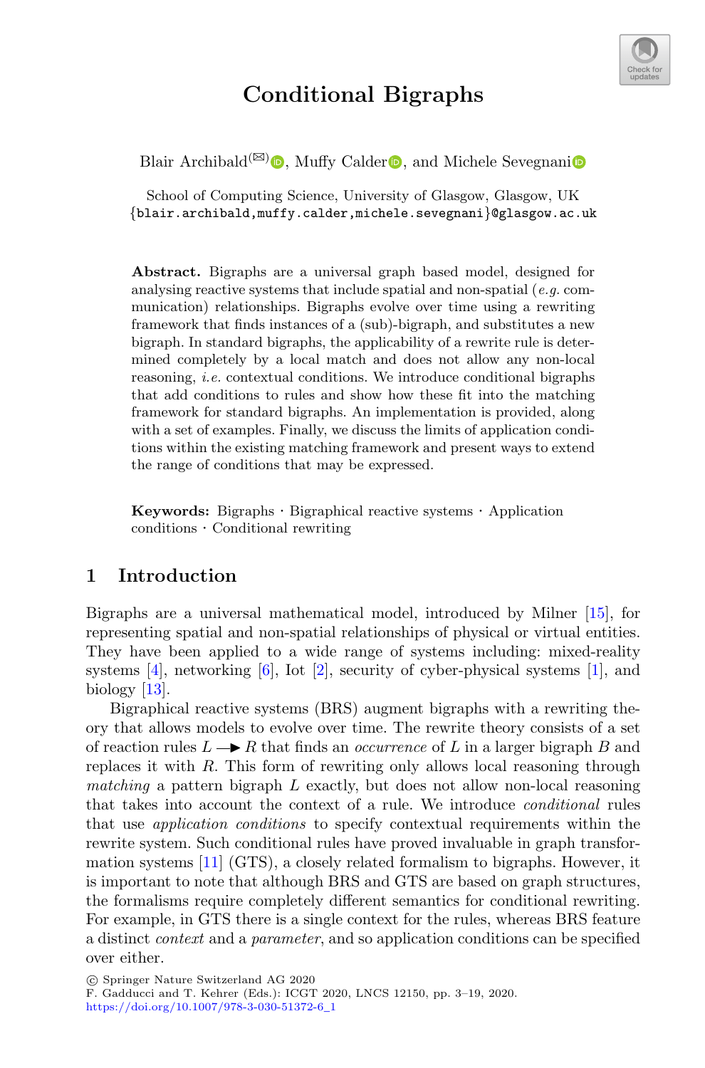# Conditional Bigraphs

Blair Archibald(✉), Muffy Calder, and Michele Sevegnani

School of Computing Science, University of Glasgow, Glasgow, UK
{blair.archibald,muffy.calder,michele.sevegnani}@glasgow.ac.uk

**Abstract.** Bigraphs are a universal graph based model, designed for analysing reactive systems that include spatial and non-spatial (*e.g.* communication) relationships. Bigraphs evolve over time using a rewriting framework that finds instances of a (sub)-bigraph, and substitutes a new bigraph. In standard bigraphs, the applicability of a rewrite rule is determined completely by a local match and does not allow any non-local reasoning, *i.e.* contextual conditions. We introduce conditional bigraphs that add conditions to rules and show how these fit into the matching framework for standard bigraphs. An implementation is provided, along with a set of examples. Finally, we discuss the limits of application conditions within the existing matching framework and present ways to extend the range of conditions that may be expressed.

**Keywords:** Bigraphs · Bigraphical reactive systems · Application conditions · Conditional rewriting

## 1 Introduction

Bigraphs are a universal mathematical model, introduced by Milner [15], for representing spatial and non-spatial relationships of physical or virtual entities. They have been applied to a wide range of systems including: mixed-reality systems [4], networking [6], Iot [2], security of cyber-physical systems [1], and biology [13].

Bigraphical reactive systems (BRS) augment bigraphs with a rewriting theory that allows models to evolve over time. The rewrite theory consists of a set of reaction rules $L \longrightarrow R$ that finds an *occurrence* of $L$ in a larger bigraph $B$ and replaces it with $R$. This form of rewriting only allows local reasoning through *matching* a pattern bigraph $L$ exactly, but does not allow non-local reasoning that takes into account the context of a rule. We introduce *conditional* rules that use *application conditions* to specify contextual requirements within the rewrite system. Such conditional rules have proved invaluable in graph transformation systems [11] (GTS), a closely related formalism to bigraphs. However, it is important to note that although BRS and GTS are based on graph structures, the formalisms require completely different semantics for conditional rewriting. For example, in GTS there is a single context for the rules, whereas BRS feature a distinct *context* and a *parameter*, and so application conditions can be specified over either.

© Springer Nature Switzerland AG 2020
F. Gadducci and T. Kehrer (Eds.): ICGT 2020, LNCS 12150, pp. 3–19, 2020.
https://doi.org/10.1007/978-3-030-51372-6_1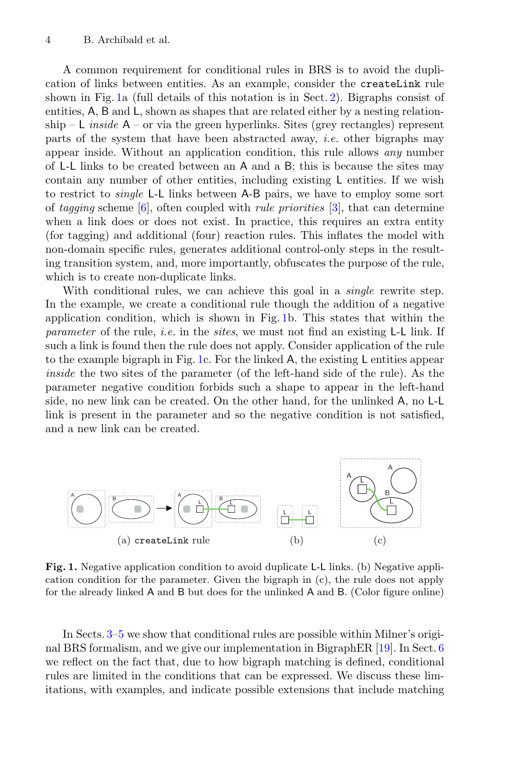A common requirement for conditional rules in BRS is to avoid the duplication of links between entities. As an example, consider the `createLink` rule shown in Fig. 1a (full details of this notation is in Sect. 2). Bigraphs consist of entities, A, B and L, shown as shapes that are related either by a nesting relationship – L *inside* A – or via the green hyperlinks. Sites (grey rectangles) represent parts of the system that have been abstracted away, *i.e.* other bigraphs may appear inside. Without an application condition, this rule allows *any* number of L-L links to be created between an A and a B; this is because the sites may contain any number of other entities, including existing L entities. If we wish to restrict to *single* L-L links between A-B pairs, we have to employ some sort of *tagging* scheme [6], often coupled with *rule priorities* [3], that can determine when a link does or does not exist. In practice, this requires an extra entity (for tagging) and additional (four) reaction rules. This inflates the model with non-domain specific rules, generates additional control-only steps in the resulting transition system, and, more importantly, obfuscates the purpose of the rule, which is to create non-duplicate links.

With conditional rules, we can achieve this goal in a *single* rewrite step. In the example, we create a conditional rule though the addition of a negative application condition, which is shown in Fig. 1b. This states that within the *parameter* of the rule, *i.e.* in the *sites*, we must not find an existing L-L link. If such a link is found then the rule does not apply. Consider application of the rule to the example bigraph in Fig. 1c. For the linked A, the existing L entities appear *inside* the two sites of the parameter (of the left-hand side of the rule). As the parameter negative condition forbids such a shape to appear in the left-hand side, no new link can be created. On the other hand, for the unlinked A, no L-L link is present in the parameter and so the negative condition is not satisfied, and a new link can be created.

(a) `createLink` rule (b) (c)

**Fig. 1.** Negative application condition to avoid duplicate L-L links. (b) Negative application condition for the parameter. Given the bigraph in (c), the rule does not apply for the already linked A and B but does for the unlinked A and B. (Color figure online)

In Sects. 3–5 we show that conditional rules are possible within Milner's original BRS formalism, and we give our implementation in BigraphER [19]. In Sect. 6 we reflect on the fact that, due to how bigraph matching is defined, conditional rules are limited in the conditions that can be expressed. We discuss these limitations, with examples, and indicate possible extensions that include matching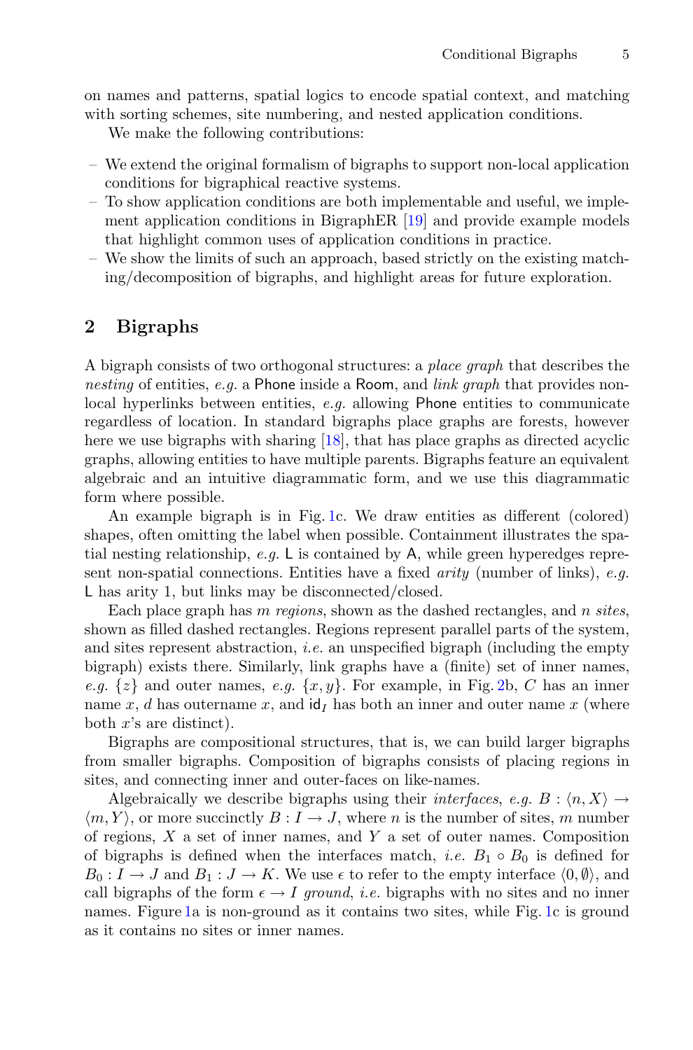on names and patterns, spatial logics to encode spatial context, and matching with sorting schemes, site numbering, and nested application conditions.

We make the following contributions:

- We extend the original formalism of bigraphs to support non-local application conditions for bigraphical reactive systems.
- To show application conditions are both implementable and useful, we implement application conditions in BigraphER [19] and provide example models that highlight common uses of application conditions in practice.
- We show the limits of such an approach, based strictly on the existing matching/decomposition of bigraphs, and highlight areas for future exploration.

## 2 Bigraphs

A bigraph consists of two orthogonal structures: a *place graph* that describes the *nesting* of entities, *e.g.* a Phone inside a Room, and *link graph* that provides non-local hyperlinks between entities, *e.g.* allowing Phone entities to communicate regardless of location. In standard bigraphs place graphs are forests, however here we use bigraphs with sharing [18], that has place graphs as directed acyclic graphs, allowing entities to have multiple parents. Bigraphs feature an equivalent algebraic and an intuitive diagrammatic form, and we use this diagrammatic form where possible.

An example bigraph is in Fig. 1c. We draw entities as different (colored) shapes, often omitting the label when possible. Containment illustrates the spatial nesting relationship, *e.g.* L is contained by A, while green hyperedges represent non-spatial connections. Entities have a fixed *arity* (number of links), *e.g.* L has arity 1, but links may be disconnected/closed.

Each place graph has $m$ *regions*, shown as the dashed rectangles, and $n$ *sites*, shown as filled dashed rectangles. Regions represent parallel parts of the system, and sites represent abstraction, *i.e.* an unspecified bigraph (including the empty bigraph) exists there. Similarly, link graphs have a (finite) set of inner names, *e.g.* $\{z\}$ and outer names, *e.g.* $\{x, y\}$. For example, in Fig. 2b, $C$ has an inner name $x$, $d$ has outername $x$, and $\mathsf{id}_I$ has both an inner and outer name $x$ (where both $x$'s are distinct).

Bigraphs are compositional structures, that is, we can build larger bigraphs from smaller bigraphs. Composition of bigraphs consists of placing regions in sites, and connecting inner and outer-faces on like-names.

Algebraically we describe bigraphs using their *interfaces*, *e.g.* $B : \langle n, X \rangle \to \langle m, Y \rangle$, or more succinctly $B : I \to J$, where $n$ is the number of sites, $m$ number of regions, $X$ a set of inner names, and $Y$ a set of outer names. Composition of bigraphs is defined when the interfaces match, *i.e.* $B_1 \circ B_0$ is defined for $B_0 : I \to J$ and $B_1 : J \to K$. We use $\epsilon$ to refer to the empty interface $\langle 0, \emptyset \rangle$, and call bigraphs of the form $\epsilon \to I$ *ground*, *i.e.* bigraphs with no sites and no inner names. Figure 1a is non-ground as it contains two sites, while Fig. 1c is ground as it contains no sites or inner names.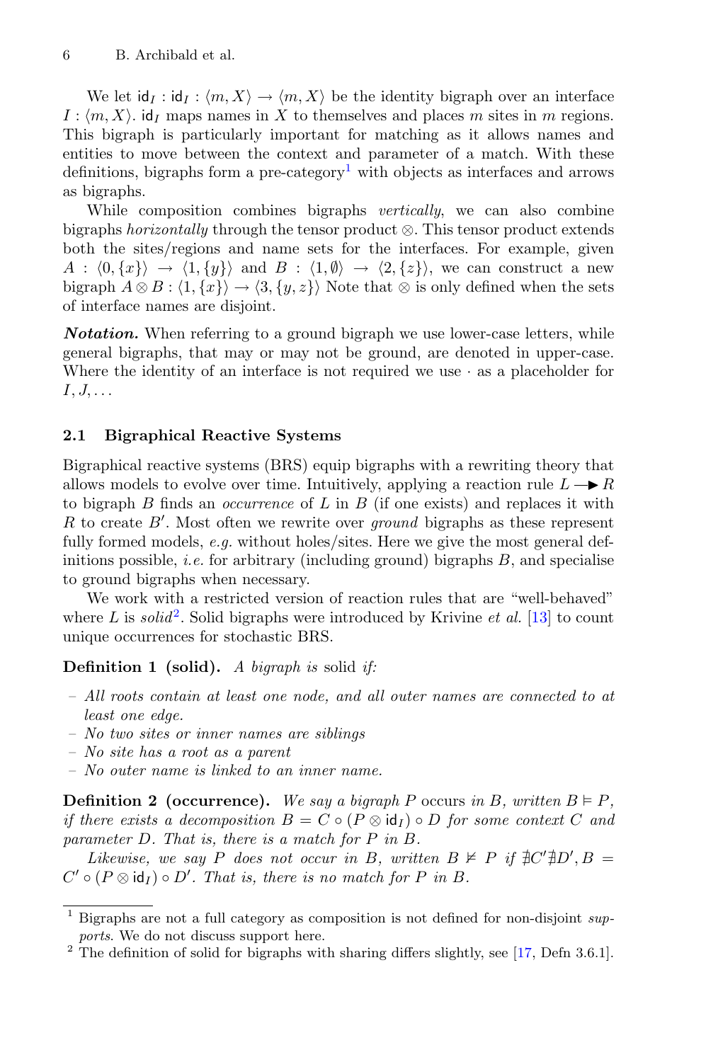We let $\mathsf{id}_I : \mathsf{id}_I : \langle m, X\rangle \to \langle m, X\rangle$ be the identity bigraph over an interface $I : \langle m, X\rangle$. $\mathsf{id}_I$ maps names in $X$ to themselves and places $m$ sites in $m$ regions. This bigraph is particularly important for matching as it allows names and entities to move between the context and parameter of a match. With these definitions, bigraphs form a pre-category[1] with objects as interfaces and arrows as bigraphs.

While composition combines bigraphs *vertically*, we can also combine bigraphs *horizontally* through the tensor product $\otimes$. This tensor product extends both the sites/regions and name sets for the interfaces. For example, given $A : \langle 0, \{x\}\rangle \to \langle 1, \{y\}\rangle$ and $B : \langle 1, \emptyset\rangle \to \langle 2, \{z\}\rangle$, we can construct a new bigraph $A \otimes B : \langle 1, \{x\}\rangle \to \langle 3, \{y, z\}\rangle$ Note that $\otimes$ is only defined when the sets of interface names are disjoint.

***Notation.*** When referring to a ground bigraph we use lower-case letters, while general bigraphs, that may or may not be ground, are denoted in upper-case. Where the identity of an interface is not required we use $\cdot$ as a placeholder for $I, J, \ldots$

## 2.1 Bigraphical Reactive Systems

Bigraphical reactive systems (BRS) equip bigraphs with a rewriting theory that allows models to evolve over time. Intuitively, applying a reaction rule $L \longrightarrow R$ to bigraph $B$ finds an *occurrence* of $L$ in $B$ (if one exists) and replaces it with $R$ to create $B'$. Most often we rewrite over *ground* bigraphs as these represent fully formed models, *e.g.* without holes/sites. Here we give the most general definitions possible, *i.e.* for arbitrary (including ground) bigraphs $B$, and specialise to ground bigraphs when necessary.

We work with a restricted version of reaction rules that are "well-behaved" where $L$ is *solid*[2]. Solid bigraphs were introduced by Krivine *et al.* [13] to count unique occurrences for stochastic BRS.

**Definition 1 (solid).** *A bigraph is* solid *if:*

- *All roots contain at least one node, and all outer names are connected to at least one edge.*
- *No two sites or inner names are siblings*
- *No site has a root as a parent*
- *No outer name is linked to an inner name.*

**Definition 2 (occurrence).** *We say a bigraph $P$* occurs *in $B$, written $B \vDash P$, if there exists a decomposition $B = C \circ (P \otimes \mathsf{id}_I) \circ D$ for some context $C$ and parameter $D$. That is, there is a match for $P$ in $B$.*

*Likewise, we say $P$ does not occur in $B$, written $B \nvDash P$ if $\nexists C' \nexists D', B = C' \circ (P \otimes \mathsf{id}_I) \circ D'$. That is, there is no match for $P$ in $B$.*

---

[1] Bigraphs are not a full category as composition is not defined for non-disjoint *supports*. We do not discuss support here.

[2] The definition of solid for bigraphs with sharing differs slightly, see [17, Defn 3.6.1].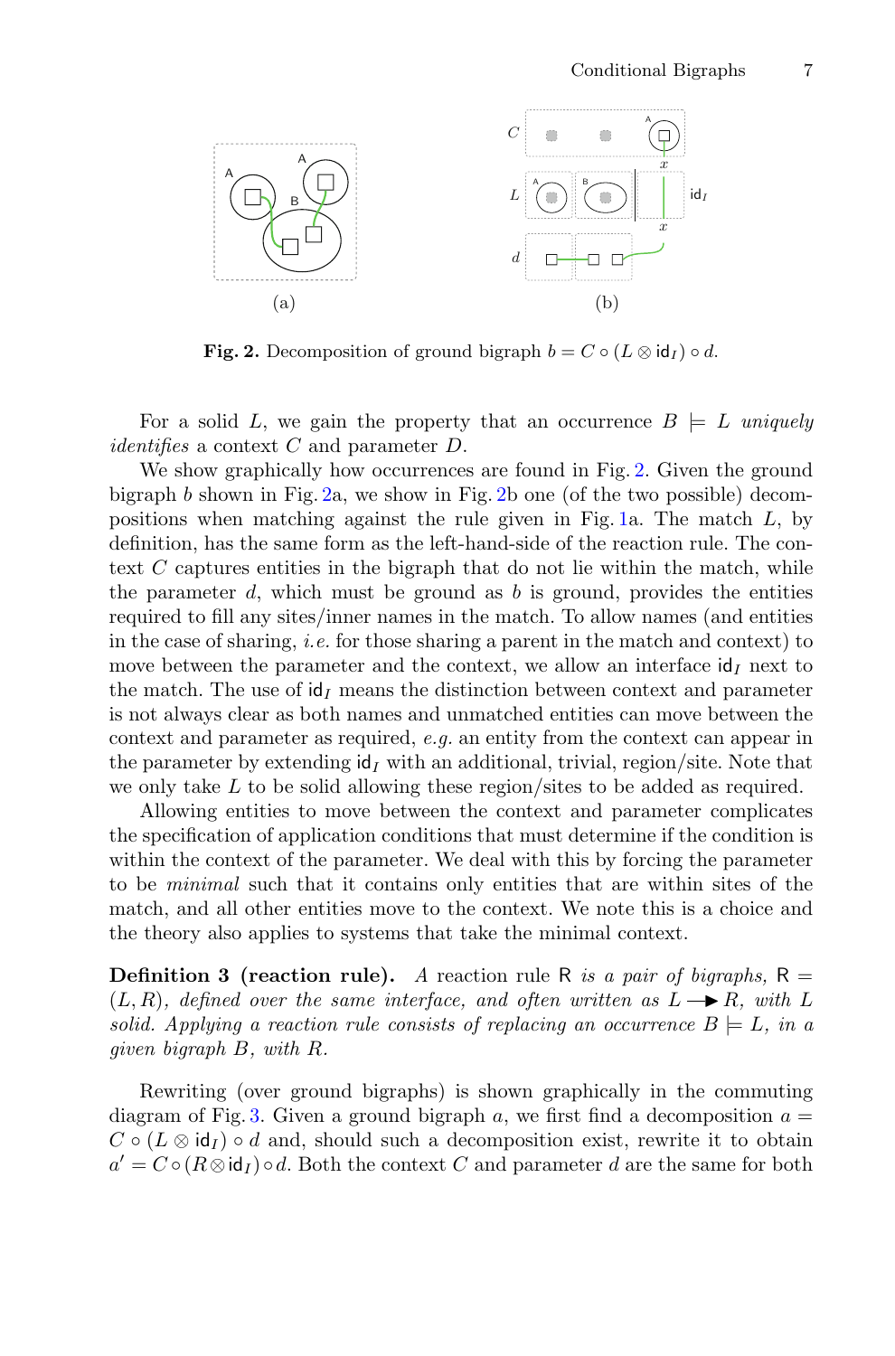(a)

(b)

**Fig. 2.** Decomposition of ground bigraph $b = C \circ (L \otimes \mathsf{id}_I) \circ d$.

For a solid $L$, we gain the property that an occurrence $B \models L$ *uniquely identifies* a context $C$ and parameter $D$.

We show graphically how occurrences are found in Fig. 2. Given the ground bigraph $b$ shown in Fig. 2a, we show in Fig. 2b one (of the two possible) decompositions when matching against the rule given in Fig. 1a. The match $L$, by definition, has the same form as the left-hand-side of the reaction rule. The context $C$ captures entities in the bigraph that do not lie within the match, while the parameter $d$, which must be ground as $b$ is ground, provides the entities required to fill any sites/inner names in the match. To allow names (and entities in the case of sharing, *i.e.* for those sharing a parent in the match and context) to move between the parameter and the context, we allow an interface $\mathsf{id}_I$ next to the match. The use of $\mathsf{id}_I$ means the distinction between context and parameter is not always clear as both names and unmatched entities can move between the context and parameter as required, *e.g.* an entity from the context can appear in the parameter by extending $\mathsf{id}_I$ with an additional, trivial, region/site. Note that we only take $L$ to be solid allowing these region/sites to be added as required.

Allowing entities to move between the context and parameter complicates the specification of application conditions that must determine if the condition is within the context of the parameter. We deal with this by forcing the parameter to be *minimal* such that it contains only entities that are within sites of the match, and all other entities move to the context. We note this is a choice and the theory also applies to systems that take the minimal context.

**Definition 3 (reaction rule).** *A* reaction rule $\mathsf{R}$ *is a pair of bigraphs,* $\mathsf{R} = (L, R)$*, defined over the same interface, and often written as* $L \longrightarrow R$*, with* $L$ *solid. Applying a reaction rule consists of replacing an occurrence* $B \models L$*, in a given bigraph* $B$*, with* $R$*.*

Rewriting (over ground bigraphs) is shown graphically in the commuting diagram of Fig. 3. Given a ground bigraph $a$, we first find a decomposition $a = C \circ (L \otimes \mathsf{id}_I) \circ d$ and, should such a decomposition exist, rewrite it to obtain $a' = C \circ (R \otimes \mathsf{id}_I) \circ d$. Both the context $C$ and parameter $d$ are the same for both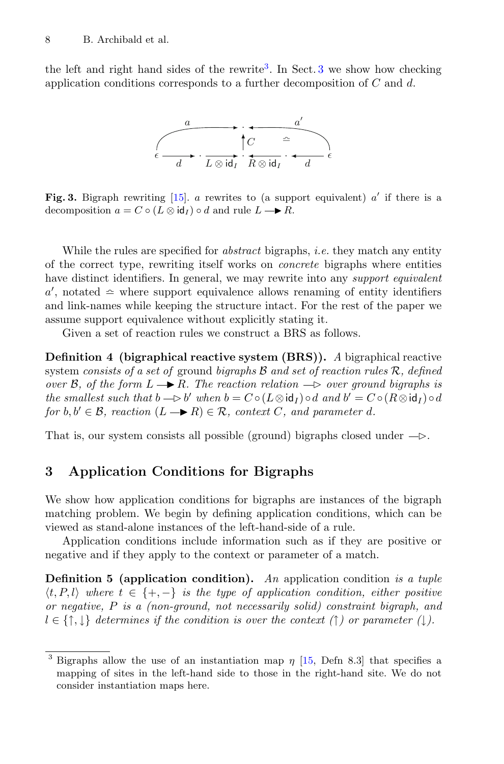the left and right hand sides of the rewrite[3]. In Sect. 3 we show how checking application conditions corresponds to a further decomposition of $C$ and $d$.

$a$

$a'$

$C$

$\doteq$

$\epsilon$

$d$

$L \otimes \mathsf{id}_I$

$R \otimes \mathsf{id}_I$

$d$

$\epsilon$

**Fig. 3.** Bigraph rewriting [15]. $a$ rewrites to (a support equivalent) $a'$ if there is a decomposition $a = C \circ (L \otimes \mathsf{id}_I) \circ d$ and rule $L \longrightarrow R$.

While the rules are specified for *abstract* bigraphs, *i.e.* they match any entity of the correct type, rewriting itself works on *concrete* bigraphs where entities have distinct identifiers. In general, we may rewrite into any *support equivalent* $a'$, notated $\doteq$ where support equivalence allows renaming of entity identifiers and link-names while keeping the structure intact. For the rest of the paper we assume support equivalence without explicitly stating it.

Given a set of reaction rules we construct a BRS as follows.

**Definition 4 (bigraphical reactive system (BRS)).** *A* bigraphical reactive system *consists of a set of* ground *bigraphs $\mathcal{B}$ and set of reaction rules $\mathcal{R}$, defined over $\mathcal{B}$, of the form $L \longrightarrow R$. The reaction relation $\longrightarrow\!\!\triangleright$ over ground bigraphs is the smallest such that $b \longrightarrow\!\!\triangleright b'$ when $b = C \circ (L \otimes \mathsf{id}_I) \circ d$ and $b' = C \circ (R \otimes \mathsf{id}_I) \circ d$ for $b, b' \in \mathcal{B}$, reaction $(L \longrightarrow R) \in \mathcal{R}$, context $C$, and parameter $d$.*

That is, our system consists all possible (ground) bigraphs closed under $\longrightarrow\!\!\triangleright$.

## 3 Application Conditions for Bigraphs

We show how application conditions for bigraphs are instances of the bigraph matching problem. We begin by defining application conditions, which can be viewed as stand-alone instances of the left-hand-side of a rule.

Application conditions include information such as if they are positive or negative and if they apply to the context or parameter of a match.

**Definition 5 (application condition).** *An* application condition *is a tuple $\langle t, P, l\rangle$ where $t \in \{+, -\}$ is the type of application condition, either positive or negative, $P$ is a (non-ground, not necessarily solid) constraint bigraph, and $l \in \{\uparrow, \downarrow\}$ determines if the condition is over the context ($\uparrow$) or parameter ($\downarrow$).*

[3] Bigraphs allow the use of an instantiation map $\eta$ [15, Defn 8.3] that specifies a mapping of sites in the left-hand side to those in the right-hand site. We do not consider instantiation maps here.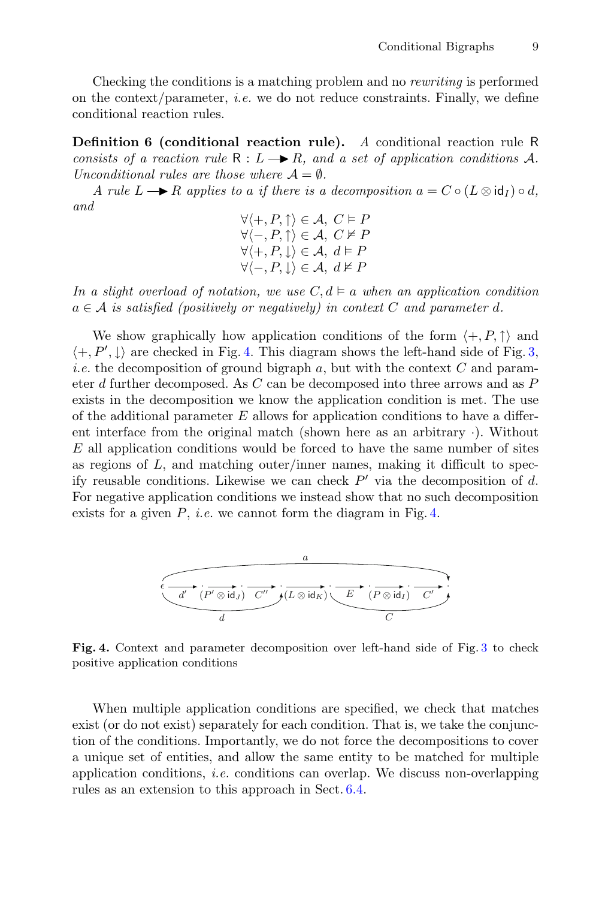Checking the conditions is a matching problem and no *rewriting* is performed on the context/parameter, *i.e.* we do not reduce constraints. Finally, we define conditional reaction rules.

**Definition 6 (conditional reaction rule).** *A* conditional reaction rule $\mathsf{R}$ *consists of a reaction rule* $\mathsf{R} : L \longrightarrow R$*, and a set of application conditions* $\mathcal{A}$*. Unconditional rules are those where* $\mathcal{A} = \emptyset$*.*

*A rule* $L \longrightarrow R$ *applies to* $a$ *if there is a decomposition* $a = C \circ (L \otimes \mathsf{id}_I) \circ d$*, and*

$$\begin{array}{l} \forall \langle +, P, \uparrow \rangle \in \mathcal{A},\ C \vDash P \\ \forall \langle -, P, \uparrow \rangle \in \mathcal{A},\ C \nvDash P \\ \forall \langle +, P, \downarrow \rangle \in \mathcal{A},\ d \vDash P \\ \forall \langle -, P, \downarrow \rangle \in \mathcal{A},\ d \nvDash P \end{array}$$

*In a slight overload of notation, we use* $C, d \vDash a$ *when an application condition* $a \in \mathcal{A}$ *is satisfied (positively or negatively) in context* $C$ *and parameter* $d$*.*

We show graphically how application conditions of the form $\langle +, P, \uparrow \rangle$ and $\langle +, P', \downarrow \rangle$ are checked in Fig. 4. This diagram shows the left-hand side of Fig. 3, *i.e.* the decomposition of ground bigraph $a$, but with the context $C$ and parameter $d$ further decomposed. As $C$ can be decomposed into three arrows and as $P$ exists in the decomposition we know the application condition is met. The use of the additional parameter $E$ allows for application conditions to have a different interface from the original match (shown here as an arbitrary $\cdot$). Without $E$ all application conditions would be forced to have the same number of sites as regions of $L$, and matching outer/inner names, making it difficult to specify reusable conditions. Likewise we can check $P'$ via the decomposition of $d$. For negative application conditions we instead show that no such decomposition exists for a given $P$, *i.e.* we cannot form the diagram in Fig. 4.

$a$

$\epsilon$ $d'$ $(P' \otimes \mathsf{id}_J)$ $C''$ $(L \otimes \mathsf{id}_K)$ $E$ $(P \otimes \mathsf{id}_I)$ $C'$

$d$ $C$

**Fig. 4.** Context and parameter decomposition over left-hand side of Fig. 3 to check positive application conditions

When multiple application conditions are specified, we check that matches exist (or do not exist) separately for each condition. That is, we take the conjunction of the conditions. Importantly, we do not force the decompositions to cover a unique set of entities, and allow the same entity to be matched for multiple application conditions, *i.e.* conditions can overlap. We discuss non-overlapping rules as an extension to this approach in Sect. 6.4.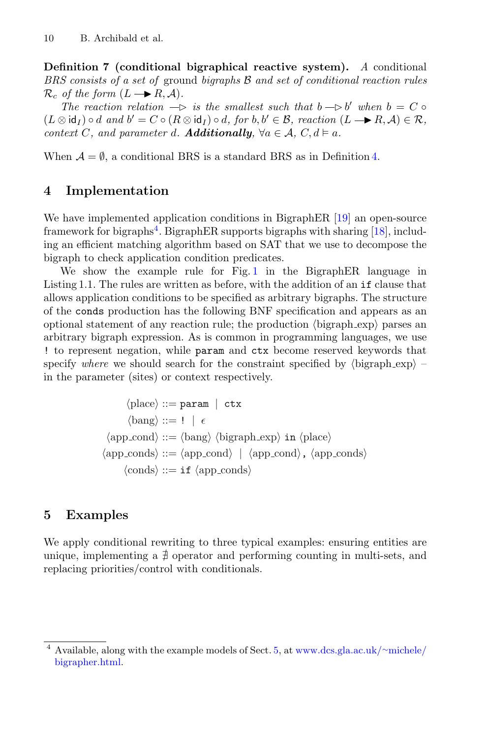**Definition 7 (conditional bigraphical reactive system).** *A conditional BRS consists of a set of* ground *bigraphs* $\mathcal{B}$ *and set of conditional reaction rules* $\mathcal{R}_c$ *of the form* $(L \longrightarrow R, \mathcal{A})$.

*The reaction relation* $\longrightarrow\!\!\!\triangleright$ *is the smallest such that* $b \longrightarrow\!\!\!\triangleright b'$ *when* $b = C \circ (L \otimes \mathsf{id}_I) \circ d$ *and* $b' = C \circ (R \otimes \mathsf{id}_I) \circ d$, *for* $b, b' \in \mathcal{B}$, *reaction* $(L \longrightarrow R, \mathcal{A}) \in \mathcal{R}$, *context* $C$, *and parameter* $d$. ***Additionally,*** $\forall a \in \mathcal{A},\ C, d \vDash a$.

When $\mathcal{A} = \emptyset$, a conditional BRS is a standard BRS as in Definition 4.

## 4 Implementation

We have implemented application conditions in BigraphER [19] an open-source framework for bigraphs[4]. BigraphER supports bigraphs with sharing [18], including an efficient matching algorithm based on SAT that we use to decompose the bigraph to check application condition predicates.

We show the example rule for Fig. 1 in the BigraphER language in Listing 1.1. The rules are written as before, with the addition of an `if` clause that allows application conditions to be specified as arbitrary bigraphs. The structure of the `conds` production has the following BNF specification and appears as an optional statement of any reaction rule; the production ⟨bigraph_exp⟩ parses an arbitrary bigraph expression. As is common in programming languages, we use `!` to represent negation, while `param` and `ctx` become reserved keywords that specify *where* we should search for the constraint specified by ⟨bigraph_exp⟩ – in the parameter (sites) or context respectively.

$$
\begin{aligned}
\langle \text{place} \rangle &::= \texttt{param} \ \mid \ \texttt{ctx} \\
\langle \text{bang} \rangle &::= \texttt{!} \ \mid \ \epsilon \\
\langle \text{app\_cond} \rangle &::= \langle \text{bang} \rangle \ \langle \text{bigraph\_exp} \rangle \ \texttt{in} \ \langle \text{place} \rangle \\
\langle \text{app\_conds} \rangle &::= \langle \text{app\_cond} \rangle \ \mid \ \langle \text{app\_cond} \rangle \texttt{,} \ \langle \text{app\_conds} \rangle \\
\langle \text{conds} \rangle &::= \texttt{if} \ \langle \text{app\_conds} \rangle
\end{aligned}
$$

## 5 Examples

We apply conditional rewriting to three typical examples: ensuring entities are unique, implementing a $\nexists$ operator and performing counting in multi-sets, and replacing priorities/control with conditionals.

[4] Available, along with the example models of Sect. 5, at www.dcs.gla.ac.uk/~michele/bigrapher.html.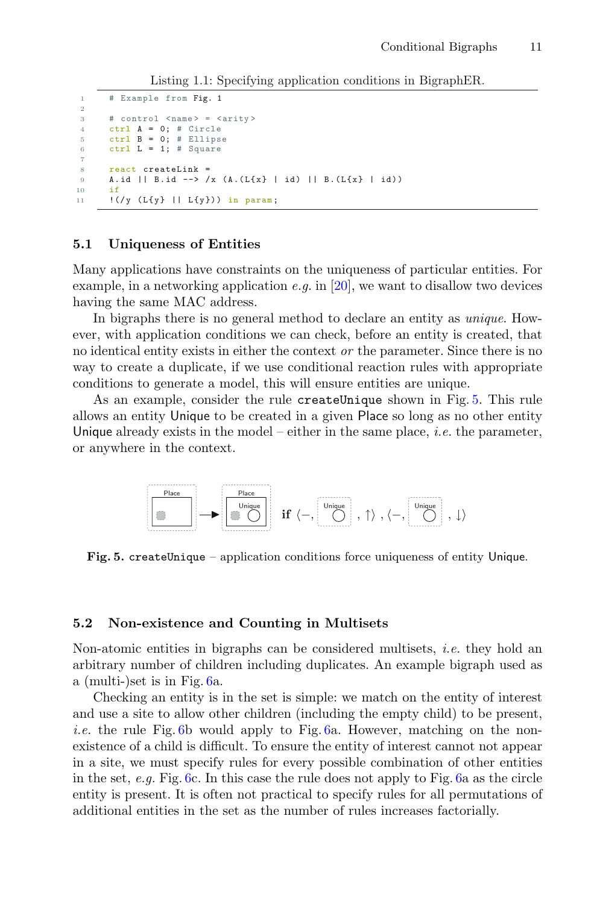Listing 1.1: Specifying application conditions in BigraphER.

```
# Example from Fig. 1

# control <name> = <arity>
ctrl A = 0; # Circle
ctrl B = 0; # Ellipse
ctrl L = 1; # Square

react createLink =
A.id || B.id --> /x (A.(L{x} | id) || B.(L{x} | id))
if
!(/y (L{y} || L{y})) in param;
```

### 5.1 Uniqueness of Entities

Many applications have constraints on the uniqueness of particular entities. For example, in a networking application *e.g.* in [20], we want to disallow two devices having the same MAC address.

In bigraphs there is no general method to declare an entity as *unique*. However, with application conditions we can check, before an entity is created, that no identical entity exists in either the context *or* the parameter. Since there is no way to create a duplicate, if we use conditional reaction rules with appropriate conditions to generate a model, this will ensure entities are unique.

As an example, consider the rule `createUnique` shown in Fig. 5. This rule allows an entity Unique to be created in a given Place so long as no other entity Unique already exists in the model – either in the same place, *i.e.* the parameter, or anywhere in the context.

Place → Place Unique **if** $\langle -,$ Unique $, \uparrow \rangle, \langle -,$ Unique $, \downarrow \rangle$

**Fig. 5.** `createUnique` – application conditions force uniqueness of entity Unique.

### 5.2 Non-existence and Counting in Multisets

Non-atomic entities in bigraphs can be considered multisets, *i.e.* they hold an arbitrary number of children including duplicates. An example bigraph used as a (multi-)set is in Fig. 6a.

Checking an entity is in the set is simple: we match on the entity of interest and use a site to allow other children (including the empty child) to be present, *i.e.* the rule Fig. 6b would apply to Fig. 6a. However, matching on the non-existence of a child is difficult. To ensure the entity of interest cannot not appear in a site, we must specify rules for every possible combination of other entities in the set, *e.g.* Fig. 6c. In this case the rule does not apply to Fig. 6a as the circle entity is present. It is often not practical to specify rules for all permutations of additional entities in the set as the number of rules increases factorially.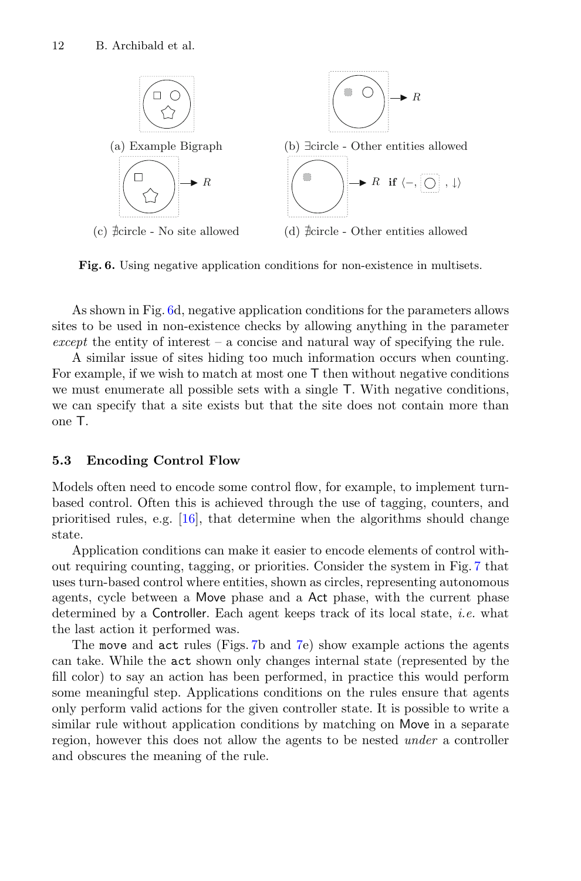(a) Example Bigraph

$\rightarrow R$

(b) ∃circle - Other entities allowed

$\rightarrow R$

(c) ∄circle - No site allowed

$\rightarrow R$ **if** $\langle -,$ ○ $, \downarrow \rangle$

(d) ∄circle - Other entities allowed

**Fig. 6.** Using negative application conditions for non-existence in multisets.

As shown in Fig. 6d, negative application conditions for the parameters allows sites to be used in non-existence checks by allowing anything in the parameter *except* the entity of interest – a concise and natural way of specifying the rule.

A similar issue of sites hiding too much information occurs when counting. For example, if we wish to match at most one T then without negative conditions we must enumerate all possible sets with a single T. With negative conditions, we can specify that a site exists but that the site does not contain more than one T.

### 5.3 Encoding Control Flow

Models often need to encode some control flow, for example, to implement turn-based control. Often this is achieved through the use of tagging, counters, and prioritised rules, e.g. [16], that determine when the algorithms should change state.

Application conditions can make it easier to encode elements of control without requiring counting, tagging, or priorities. Consider the system in Fig. 7 that uses turn-based control where entities, shown as circles, representing autonomous agents, cycle between a Move phase and a Act phase, with the current phase determined by a Controller. Each agent keeps track of its local state, *i.e.* what the last action it performed was.

The `move` and `act` rules (Figs. 7b and 7e) show example actions the agents can take. While the `act` shown only changes internal state (represented by the fill color) to say an action has been performed, in practice this would perform some meaningful step. Applications conditions on the rules ensure that agents only perform valid actions for the given controller state. It is possible to write a similar rule without application conditions by matching on Move in a separate region, however this does not allow the agents to be nested *under* a controller and obscures the meaning of the rule.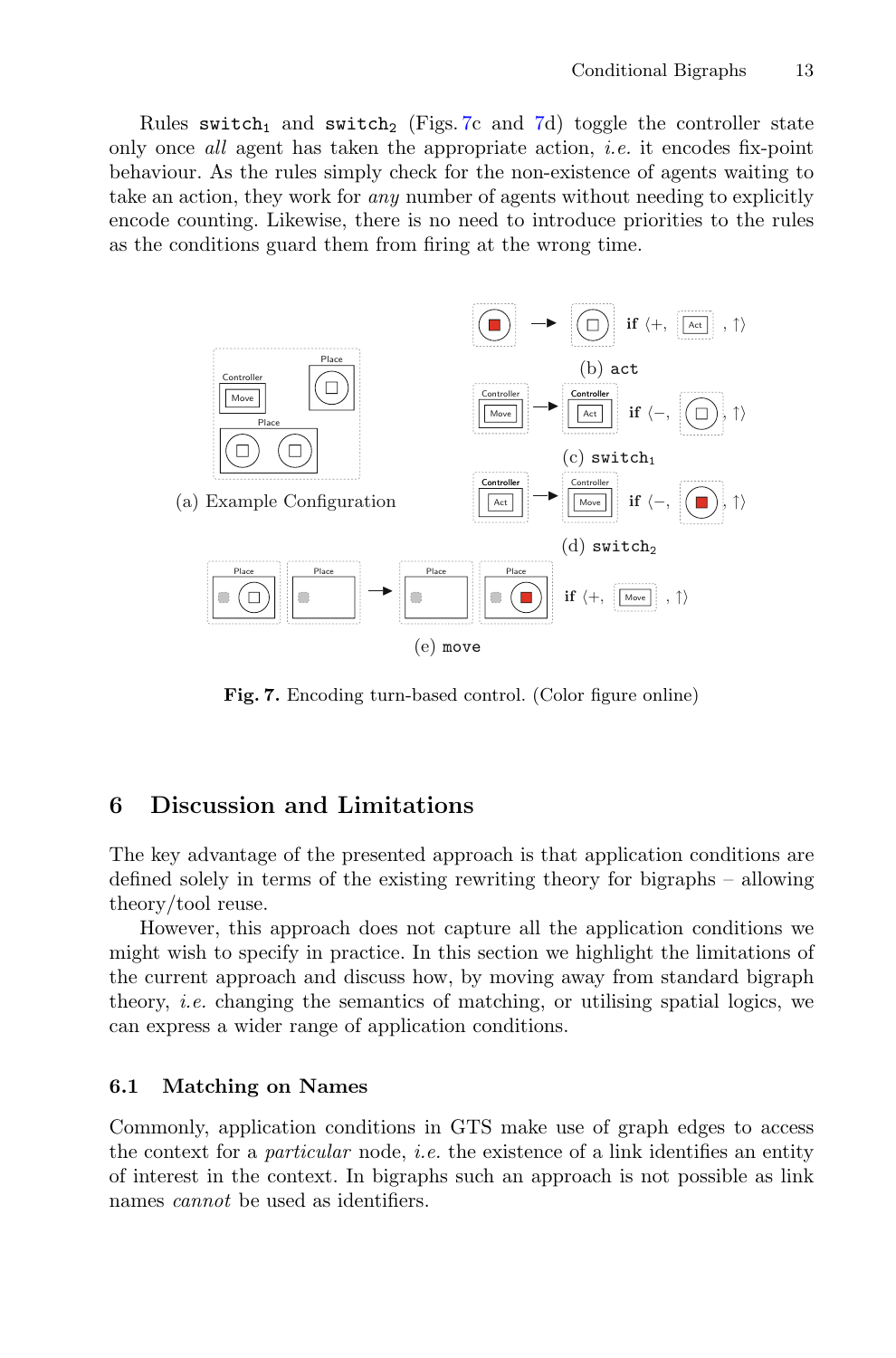Rules $\texttt{switch}_1$ and $\texttt{switch}_2$ (Figs. 7c and 7d) toggle the controller state only once *all* agent has taken the appropriate action, *i.e.* it encodes fix-point behaviour. As the rules simply check for the non-existence of agents waiting to take an action, they work for *any* number of agents without needing to explicitly encode counting. Likewise, there is no need to introduce priorities to the rules as the conditions guard them from firing at the wrong time.

(a) Example Configuration

(b) act

(c) $\texttt{switch}_1$

(d) $\texttt{switch}_2$

(e) move

**Fig. 7.** Encoding turn-based control. (Color figure online)

## 6 Discussion and Limitations

The key advantage of the presented approach is that application conditions are defined solely in terms of the existing rewriting theory for bigraphs – allowing theory/tool reuse.

However, this approach does not capture all the application conditions we might wish to specify in practice. In this section we highlight the limitations of the current approach and discuss how, by moving away from standard bigraph theory, *i.e.* changing the semantics of matching, or utilising spatial logics, we can express a wider range of application conditions.

### 6.1 Matching on Names

Commonly, application conditions in GTS make use of graph edges to access the context for a *particular* node, *i.e.* the existence of a link identifies an entity of interest in the context. In bigraphs such an approach is not possible as link names *cannot* be used as identifiers.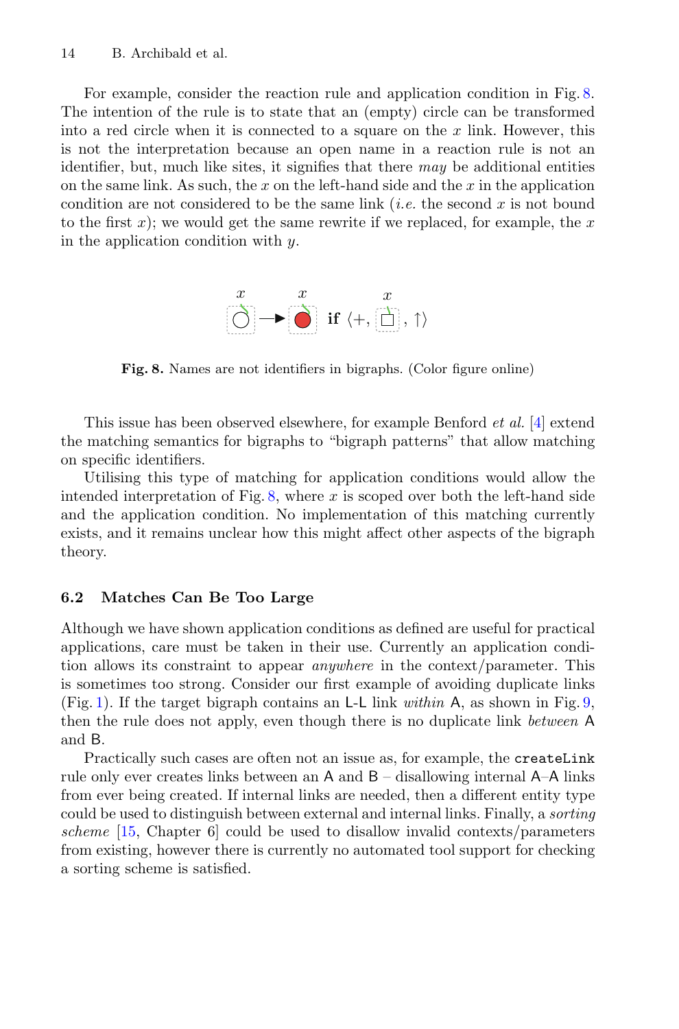For example, consider the reaction rule and application condition in Fig. 8. The intention of the rule is to state that an (empty) circle can be transformed into a red circle when it is connected to a square on the $x$ link. However, this is not the interpretation because an open name in a reaction rule is not an identifier, but, much like sites, it signifies that there *may* be additional entities on the same link. As such, the $x$ on the left-hand side and the $x$ in the application condition are not considered to be the same link (*i.e.* the second $x$ is not bound to the first $x$); we would get the same rewrite if we replaced, for example, the $x$ in the application condition with $y$.

$x$ $x$ $x$

**if** $\langle +,$ $, \uparrow\rangle$

**Fig. 8.** Names are not identifiers in bigraphs. (Color figure online)

This issue has been observed elsewhere, for example Benford *et al.* [4] extend the matching semantics for bigraphs to "bigraph patterns" that allow matching on specific identifiers.

Utilising this type of matching for application conditions would allow the intended interpretation of Fig. 8, where $x$ is scoped over both the left-hand side and the application condition. No implementation of this matching currently exists, and it remains unclear how this might affect other aspects of the bigraph theory.

### 6.2 Matches Can Be Too Large

Although we have shown application conditions as defined are useful for practical applications, care must be taken in their use. Currently an application condition allows its constraint to appear *anywhere* in the context/parameter. This is sometimes too strong. Consider our first example of avoiding duplicate links (Fig. 1). If the target bigraph contains an L-L link *within* A, as shown in Fig. 9, then the rule does not apply, even though there is no duplicate link *between* A and B.

Practically such cases are often not an issue as, for example, the `createLink` rule only ever creates links between an A and B – disallowing internal A–A links from ever being created. If internal links are needed, then a different entity type could be used to distinguish between external and internal links. Finally, a *sorting scheme* [15, Chapter 6] could be used to disallow invalid contexts/parameters from existing, however there is currently no automated tool support for checking a sorting scheme is satisfied.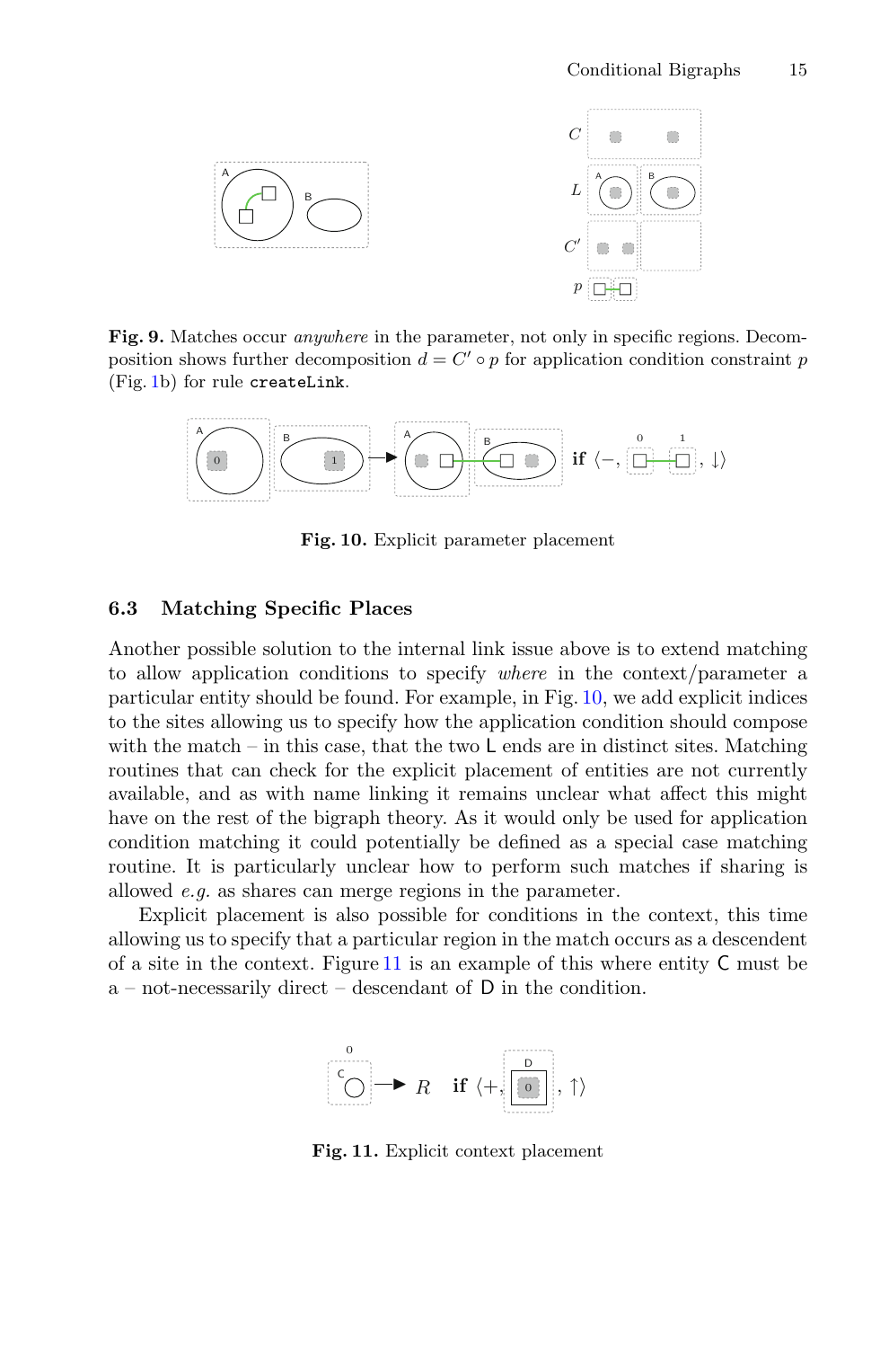**Fig. 9.** Matches occur *anywhere* in the parameter, not only in specific regions. Decomposition shows further decomposition $d = C' \circ p$ for application condition constraint $p$ (Fig. 1b) for rule `createLink`.

**Fig. 10.** Explicit parameter placement

### 6.3 Matching Specific Places

Another possible solution to the internal link issue above is to extend matching to allow application conditions to specify *where* in the context/parameter a particular entity should be found. For example, in Fig. 10, we add explicit indices to the sites allowing us to specify how the application condition should compose with the match – in this case, that the two L ends are in distinct sites. Matching routines that can check for the explicit placement of entities are not currently available, and as with name linking it remains unclear what affect this might have on the rest of the bigraph theory. As it would only be used for application condition matching it could potentially be defined as a special case matching routine. It is particularly unclear how to perform such matches if sharing is allowed *e.g.* as shares can merge regions in the parameter.

Explicit placement is also possible for conditions in the context, this time allowing us to specify that a particular region in the match occurs as a descendent of a site in the context. Figure 11 is an example of this where entity C must be a – not-necessarily direct – descendant of D in the condition.

**Fig. 11.** Explicit context placement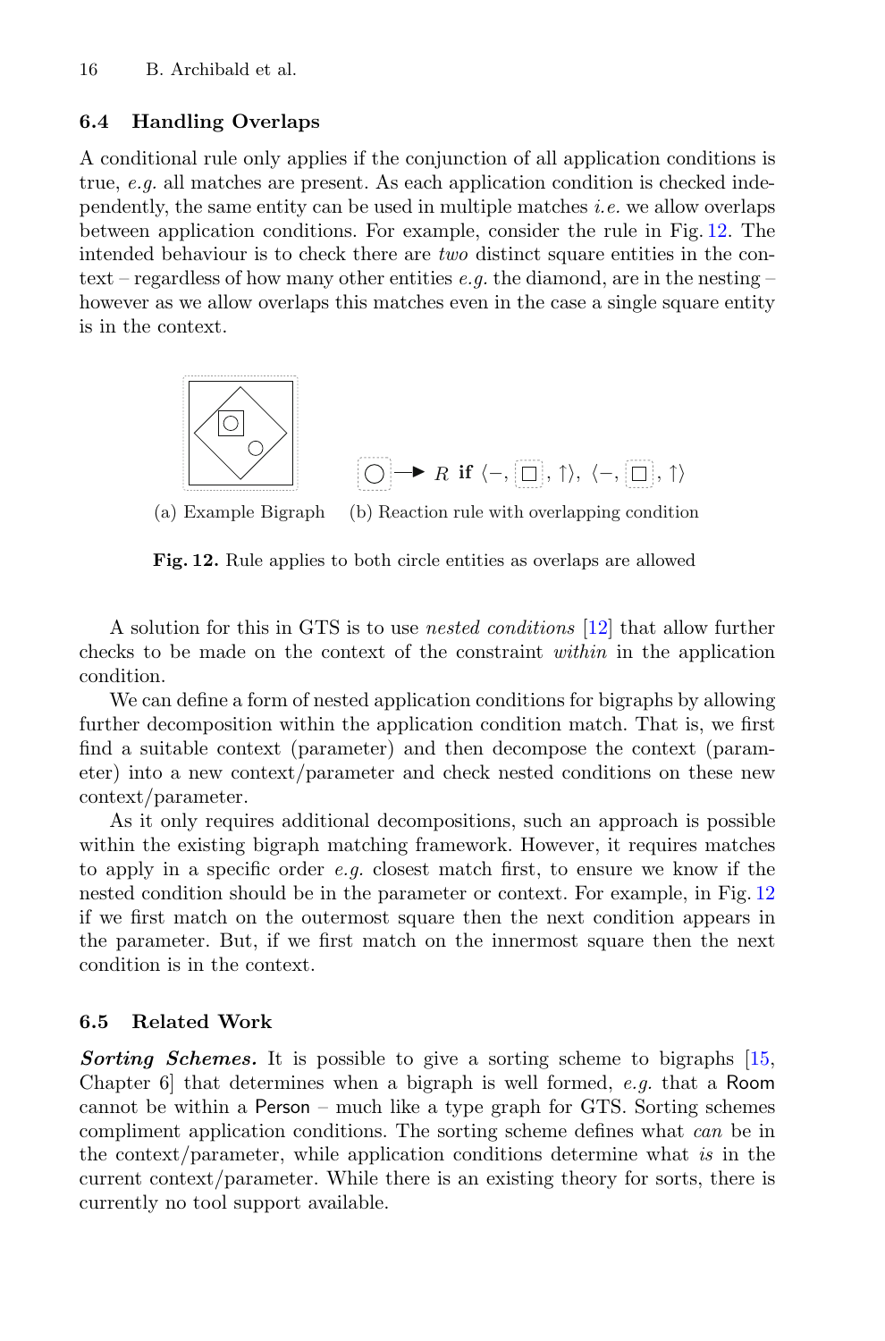### 6.4 Handling Overlaps

A conditional rule only applies if the conjunction of all application conditions is true, *e.g.* all matches are present. As each application condition is checked independently, the same entity can be used in multiple matches *i.e.* we allow overlaps between application conditions. For example, consider the rule in Fig. 12. The intended behaviour is to check there are *two* distinct square entities in the context – regardless of how many other entities *e.g.* the diamond, are in the nesting – however as we allow overlaps this matches even in the case a single square entity is in the context.

(a) Example Bigraph (b) Reaction rule with overlapping condition

$\bigcirc \rightarrow R$ **if** $\langle -, \square, \uparrow \rangle, \langle -, \square, \uparrow \rangle$

**Fig. 12.** Rule applies to both circle entities as overlaps are allowed

A solution for this in GTS is to use *nested conditions* [12] that allow further checks to be made on the context of the constraint *within* in the application condition.

We can define a form of nested application conditions for bigraphs by allowing further decomposition within the application condition match. That is, we first find a suitable context (parameter) and then decompose the context (parameter) into a new context/parameter and check nested conditions on these new context/parameter.

As it only requires additional decompositions, such an approach is possible within the existing bigraph matching framework. However, it requires matches to apply in a specific order *e.g.* closest match first, to ensure we know if the nested condition should be in the parameter or context. For example, in Fig. 12 if we first match on the outermost square then the next condition appears in the parameter. But, if we first match on the innermost square then the next condition is in the context.

### 6.5 Related Work

***Sorting Schemes.*** It is possible to give a sorting scheme to bigraphs [15, Chapter 6] that determines when a bigraph is well formed, *e.g.* that a Room cannot be within a Person – much like a type graph for GTS. Sorting schemes compliment application conditions. The sorting scheme defines what *can* be in the context/parameter, while application conditions determine what *is* in the current context/parameter. While there is an existing theory for sorts, there is currently no tool support available.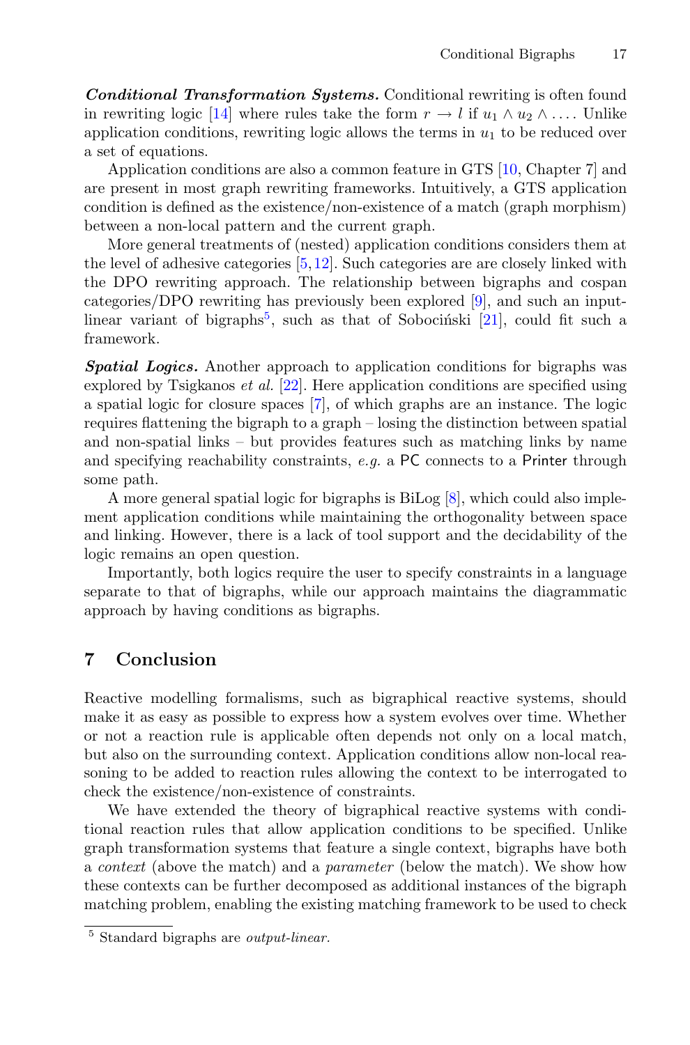***Conditional Transformation Systems.*** Conditional rewriting is often found in rewriting logic [14] where rules take the form $r \to l$ if $u_1 \wedge u_2 \wedge \ldots$. Unlike application conditions, rewriting logic allows the terms in $u_1$ to be reduced over a set of equations.

Application conditions are also a common feature in GTS [10, Chapter 7] and are present in most graph rewriting frameworks. Intuitively, a GTS application condition is defined as the existence/non-existence of a match (graph morphism) between a non-local pattern and the current graph.

More general treatments of (nested) application conditions considers them at the level of adhesive categories [5,12]. Such categories are are closely linked with the DPO rewriting approach. The relationship between bigraphs and cospan categories/DPO rewriting has previously been explored [9], and such an input-linear variant of bigraphs[5], such as that of Sobociński [21], could fit such a framework.

***Spatial Logics.*** Another approach to application conditions for bigraphs was explored by Tsigkanos *et al.* [22]. Here application conditions are specified using a spatial logic for closure spaces [7], of which graphs are an instance. The logic requires flattening the bigraph to a graph – losing the distinction between spatial and non-spatial links – but provides features such as matching links by name and specifying reachability constraints, *e.g.* a PC connects to a Printer through some path.

A more general spatial logic for bigraphs is BiLog [8], which could also implement application conditions while maintaining the orthogonality between space and linking. However, there is a lack of tool support and the decidability of the logic remains an open question.

Importantly, both logics require the user to specify constraints in a language separate to that of bigraphs, while our approach maintains the diagrammatic approach by having conditions as bigraphs.

## 7 Conclusion

Reactive modelling formalisms, such as bigraphical reactive systems, should make it as easy as possible to express how a system evolves over time. Whether or not a reaction rule is applicable often depends not only on a local match, but also on the surrounding context. Application conditions allow non-local reasoning to be added to reaction rules allowing the context to be interrogated to check the existence/non-existence of constraints.

We have extended the theory of bigraphical reactive systems with conditional reaction rules that allow application conditions to be specified. Unlike graph transformation systems that feature a single context, bigraphs have both a *context* (above the match) and a *parameter* (below the match). We show how these contexts can be further decomposed as additional instances of the bigraph matching problem, enabling the existing matching framework to be used to check

[5] Standard bigraphs are *output-linear.*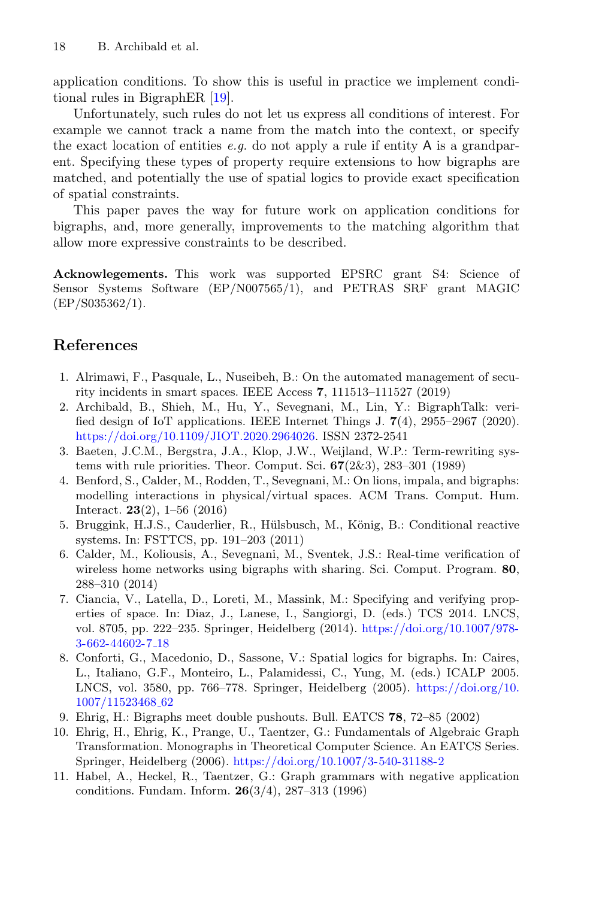application conditions. To show this is useful in practice we implement conditional rules in BigraphER [19].

Unfortunately, such rules do not let us express all conditions of interest. For example we cannot track a name from the match into the context, or specify the exact location of entities *e.g.* do not apply a rule if entity A is a grandparent. Specifying these types of property require extensions to how bigraphs are matched, and potentially the use of spatial logics to provide exact specification of spatial constraints.

This paper paves the way for future work on application conditions for bigraphs, and, more generally, improvements to the matching algorithm that allow more expressive constraints to be described.

**Acknowlegements.** This work was supported EPSRC grant S4: Science of Sensor Systems Software (EP/N007565/1), and PETRAS SRF grant MAGIC (EP/S035362/1).

## References

1. Alrimawi, F., Pasquale, L., Nuseibeh, B.: On the automated management of security incidents in smart spaces. IEEE Access **7**, 111513–111527 (2019)
2. Archibald, B., Shieh, M., Hu, Y., Sevegnani, M., Lin, Y.: BigraphTalk: verified design of IoT applications. IEEE Internet Things J. **7**(4), 2955–2967 (2020). https://doi.org/10.1109/JIOT.2020.2964026. ISSN 2372-2541
3. Baeten, J.C.M., Bergstra, J.A., Klop, J.W., Weijland, W.P.: Term-rewriting systems with rule priorities. Theor. Comput. Sci. **67**(2&3), 283–301 (1989)
4. Benford, S., Calder, M., Rodden, T., Sevegnani, M.: On lions, impala, and bigraphs: modelling interactions in physical/virtual spaces. ACM Trans. Comput. Hum. Interact. **23**(2), 1–56 (2016)
5. Bruggink, H.J.S., Cauderlier, R., Hülsbusch, M., König, B.: Conditional reactive systems. In: FSTTCS, pp. 191–203 (2011)
6. Calder, M., Koliousis, A., Sevegnani, M., Sventek, J.S.: Real-time verification of wireless home networks using bigraphs with sharing. Sci. Comput. Program. **80**, 288–310 (2014)
7. Ciancia, V., Latella, D., Loreti, M., Massink, M.: Specifying and verifying properties of space. In: Diaz, J., Lanese, I., Sangiorgi, D. (eds.) TCS 2014. LNCS, vol. 8705, pp. 222–235. Springer, Heidelberg (2014). https://doi.org/10.1007/978-3-662-44602-7_18
8. Conforti, G., Macedonio, D., Sassone, V.: Spatial logics for bigraphs. In: Caires, L., Italiano, G.F., Monteiro, L., Palamidessi, C., Yung, M. (eds.) ICALP 2005. LNCS, vol. 3580, pp. 766–778. Springer, Heidelberg (2005). https://doi.org/10.1007/11523468_62
9. Ehrig, H.: Bigraphs meet double pushouts. Bull. EATCS **78**, 72–85 (2002)
10. Ehrig, H., Ehrig, K., Prange, U., Taentzer, G.: Fundamentals of Algebraic Graph Transformation. Monographs in Theoretical Computer Science. An EATCS Series. Springer, Heidelberg (2006). https://doi.org/10.1007/3-540-31188-2
11. Habel, A., Heckel, R., Taentzer, G.: Graph grammars with negative application conditions. Fundam. Inform. **26**(3/4), 287–313 (1996)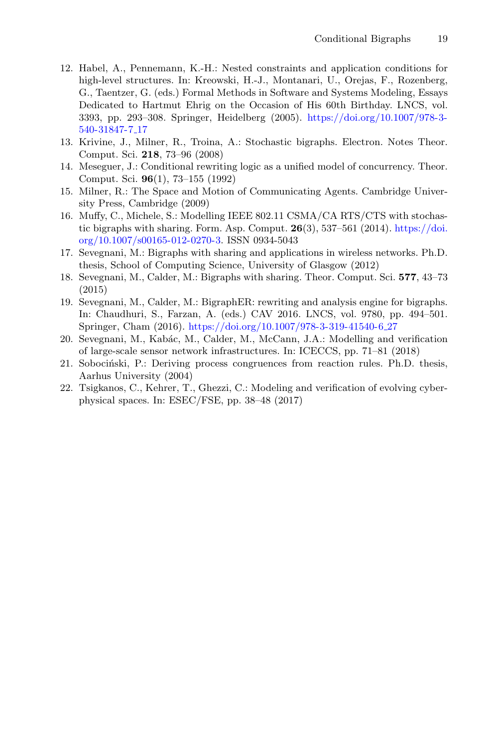12. Habel, A., Pennemann, K.-H.: Nested constraints and application conditions for high-level structures. In: Kreowski, H.-J., Montanari, U., Orejas, F., Rozenberg, G., Taentzer, G. (eds.) Formal Methods in Software and Systems Modeling, Essays Dedicated to Hartmut Ehrig on the Occasion of His 60th Birthday. LNCS, vol. 3393, pp. 293–308. Springer, Heidelberg (2005). https://doi.org/10.1007/978-3-540-31847-7_17
13. Krivine, J., Milner, R., Troina, A.: Stochastic bigraphs. Electron. Notes Theor. Comput. Sci. **218**, 73–96 (2008)
14. Meseguer, J.: Conditional rewriting logic as a unified model of concurrency. Theor. Comput. Sci. **96**(1), 73–155 (1992)
15. Milner, R.: The Space and Motion of Communicating Agents. Cambridge University Press, Cambridge (2009)
16. Muffy, C., Michele, S.: Modelling IEEE 802.11 CSMA/CA RTS/CTS with stochastic bigraphs with sharing. Form. Asp. Comput. **26**(3), 537–561 (2014). https://doi.org/10.1007/s00165-012-0270-3. ISSN 0934-5043
17. Sevegnani, M.: Bigraphs with sharing and applications in wireless networks. Ph.D. thesis, School of Computing Science, University of Glasgow (2012)
18. Sevegnani, M., Calder, M.: Bigraphs with sharing. Theor. Comput. Sci. **577**, 43–73 (2015)
19. Sevegnani, M., Calder, M.: BigraphER: rewriting and analysis engine for bigraphs. In: Chaudhuri, S., Farzan, A. (eds.) CAV 2016. LNCS, vol. 9780, pp. 494–501. Springer, Cham (2016). https://doi.org/10.1007/978-3-319-41540-6_27
20. Sevegnani, M., Kabác, M., Calder, M., McCann, J.A.: Modelling and verification of large-scale sensor network infrastructures. In: ICECCS, pp. 71–81 (2018)
21. Sobociński, P.: Deriving process congruences from reaction rules. Ph.D. thesis, Aarhus University (2004)
22. Tsigkanos, C., Kehrer, T., Ghezzi, C.: Modeling and verification of evolving cyber-physical spaces. In: ESEC/FSE, pp. 38–48 (2017)